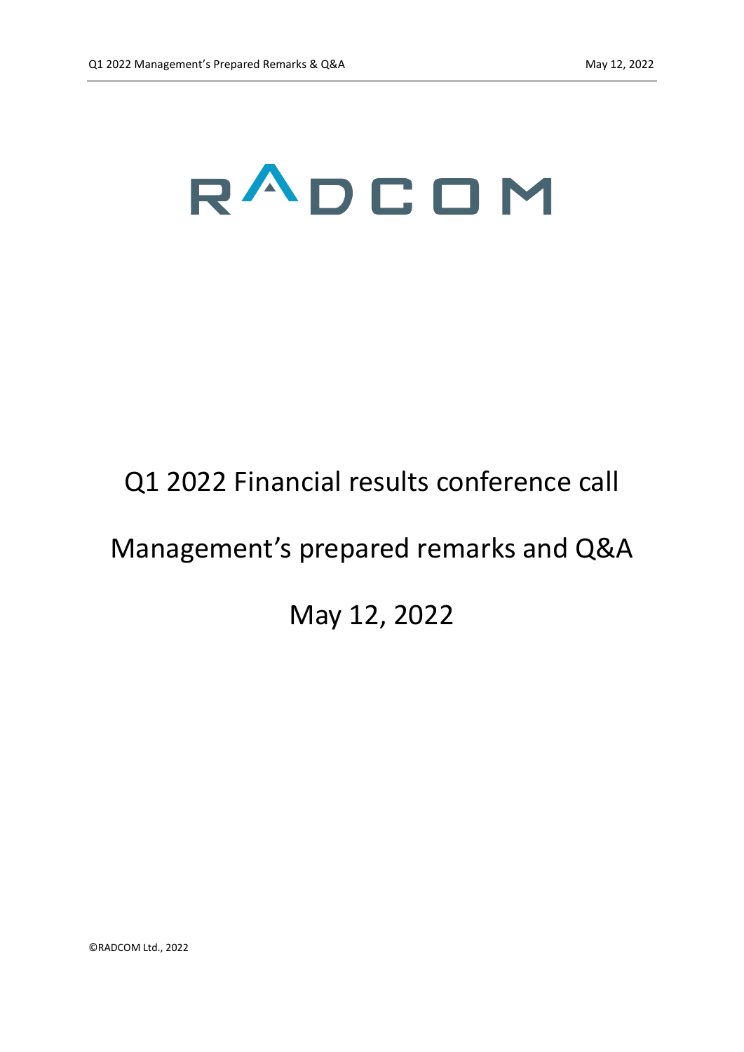# RADCOM

## Q1 2022 Financial results conference call

## Management's prepared remarks and Q&A

## May 12, 2022

©RADCOM Ltd., 2022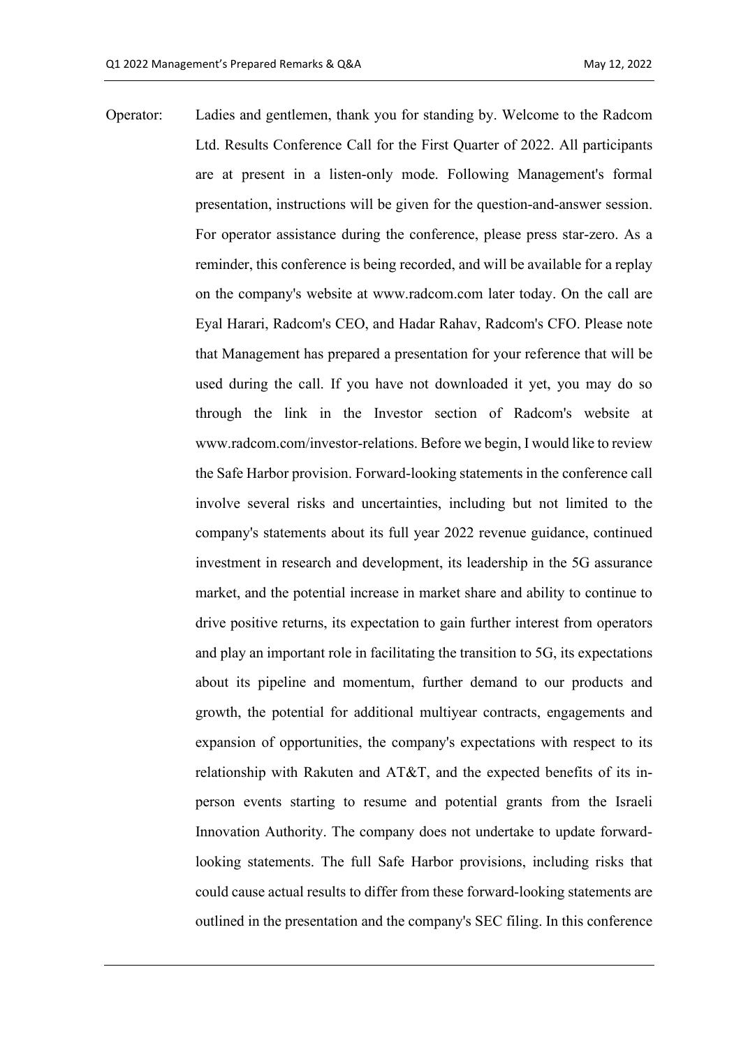Operator: Ladies and gentlemen, thank you for standing by. Welcome to the Radcom Ltd. Results Conference Call for the First Quarter of 2022. All participants are at present in a listen-only mode. Following Management's formal presentation, instructions will be given for the question-and-answer session. For operator assistance during the conference, please press star-zero. As a reminder, this conference is being recorded, and will be available for a replay on the company's website at www.radcom.com later today. On the call are Eyal Harari, Radcom's CEO, and Hadar Rahav, Radcom's CFO. Please note that Management has prepared a presentation for your reference that will be used during the call. If you have not downloaded it yet, you may do so through the link in the Investor section of Radcom's website at www.radcom.com/investor-relations. Before we begin, I would like to review the Safe Harbor provision. Forward-looking statements in the conference call involve several risks and uncertainties, including but not limited to the company's statements about its full year 2022 revenue guidance, continued investment in research and development, its leadership in the 5G assurance market, and the potential increase in market share and ability to continue to drive positive returns, its expectation to gain further interest from operators and play an important role in facilitating the transition to 5G, its expectations about its pipeline and momentum, further demand to our products and growth, the potential for additional multiyear contracts, engagements and expansion of opportunities, the company's expectations with respect to its relationship with Rakuten and AT&T, and the expected benefits of its in-person events starting to resume and potential grants from the Israeli Innovation Authority. The company does not undertake to update forward-looking statements. The full Safe Harbor provisions, including risks that could cause actual results to differ from these forward-looking statements are outlined in the presentation and the company's SEC filing. In this conference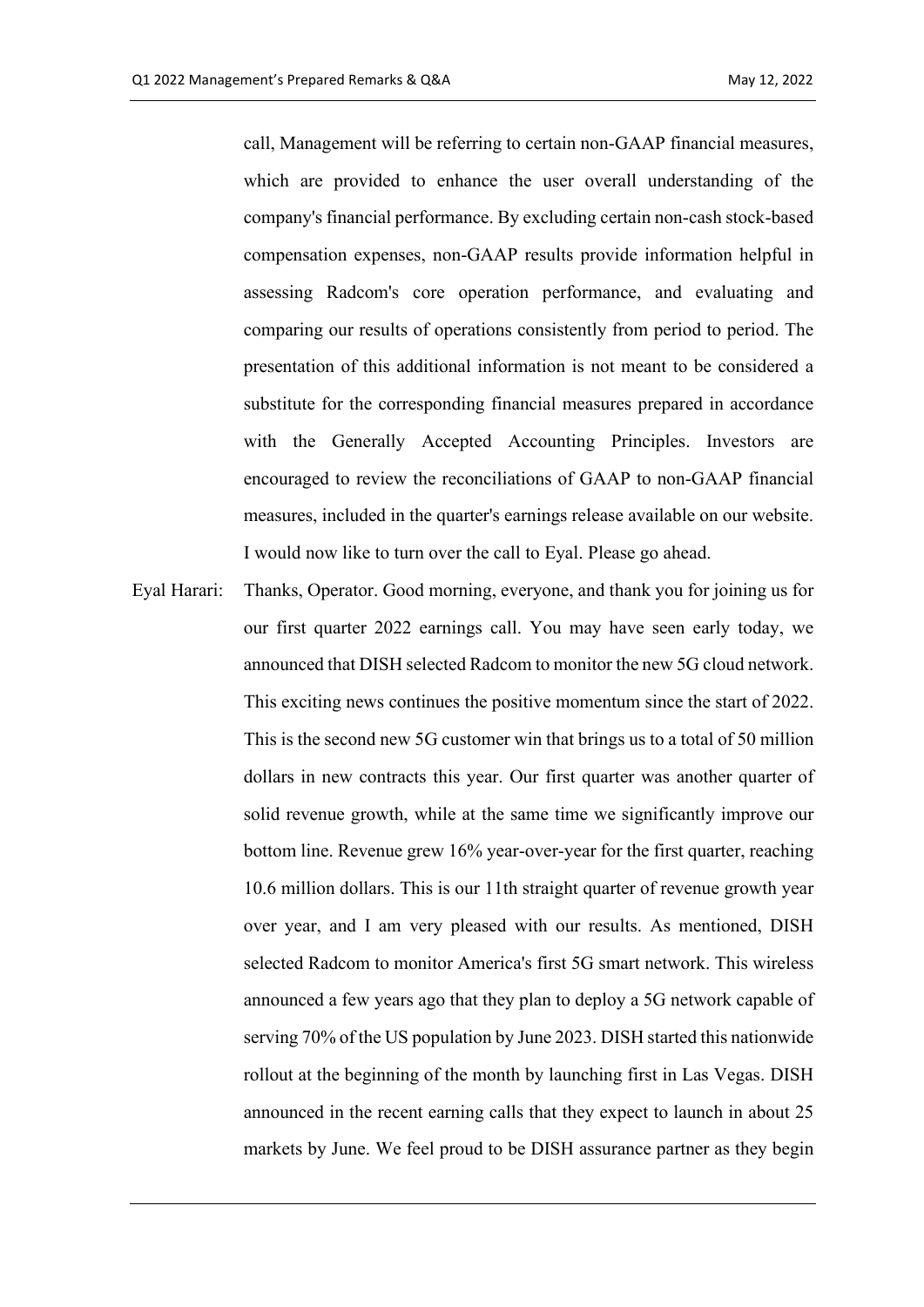call, Management will be referring to certain non-GAAP financial measures, which are provided to enhance the user overall understanding of the company's financial performance. By excluding certain non-cash stock-based compensation expenses, non-GAAP results provide information helpful in assessing Radcom's core operation performance, and evaluating and comparing our results of operations consistently from period to period. The presentation of this additional information is not meant to be considered a substitute for the corresponding financial measures prepared in accordance with the Generally Accepted Accounting Principles. Investors are encouraged to review the reconciliations of GAAP to non-GAAP financial measures, included in the quarter's earnings release available on our website. I would now like to turn over the call to Eyal. Please go ahead.

Eyal Harari: Thanks, Operator. Good morning, everyone, and thank you for joining us for our first quarter 2022 earnings call. You may have seen early today, we announced that DISH selected Radcom to monitor the new 5G cloud network. This exciting news continues the positive momentum since the start of 2022. This is the second new 5G customer win that brings us to a total of 50 million dollars in new contracts this year. Our first quarter was another quarter of solid revenue growth, while at the same time we significantly improve our bottom line. Revenue grew 16% year-over-year for the first quarter, reaching 10.6 million dollars. This is our 11th straight quarter of revenue growth year over year, and I am very pleased with our results. As mentioned, DISH selected Radcom to monitor America's first 5G smart network. This wireless announced a few years ago that they plan to deploy a 5G network capable of serving 70% of the US population by June 2023. DISH started this nationwide rollout at the beginning of the month by launching first in Las Vegas. DISH announced in the recent earning calls that they expect to launch in about 25 markets by June. We feel proud to be DISH assurance partner as they begin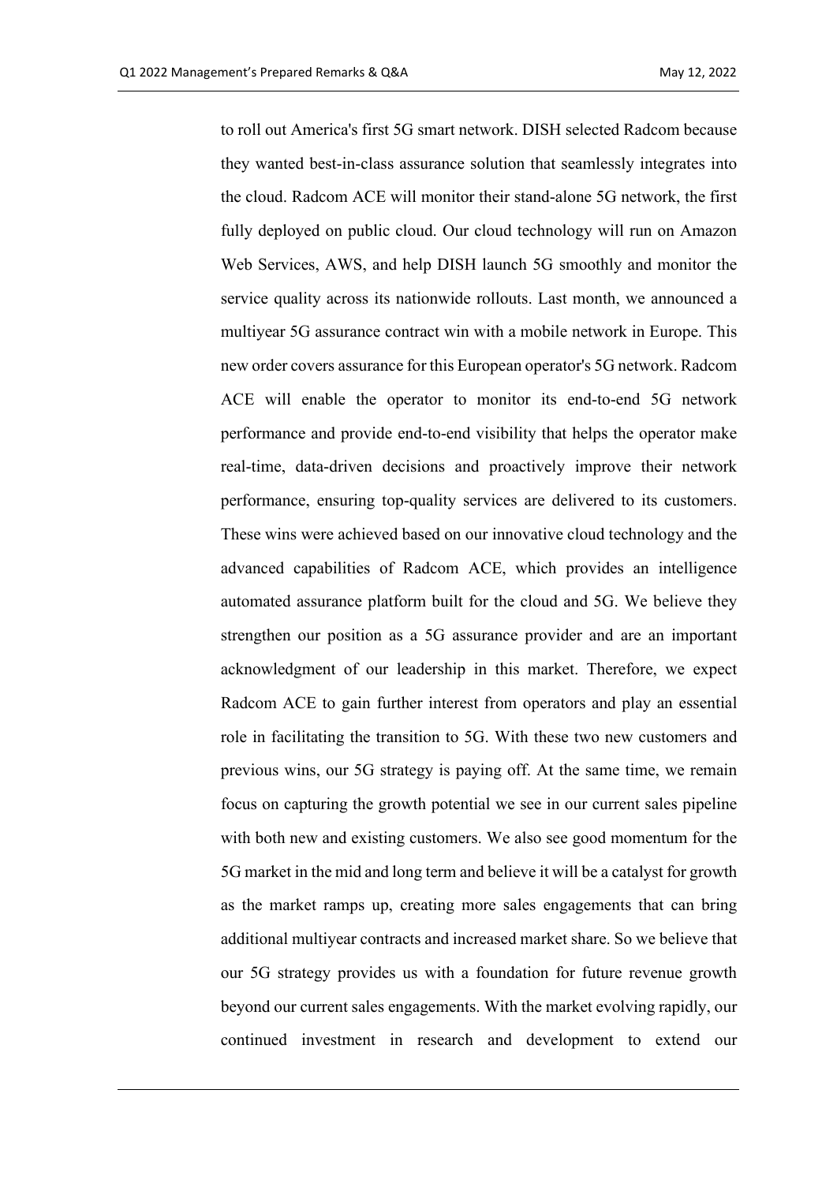to roll out America's first 5G smart network. DISH selected Radcom because they wanted best-in-class assurance solution that seamlessly integrates into the cloud. Radcom ACE will monitor their stand-alone 5G network, the first fully deployed on public cloud. Our cloud technology will run on Amazon Web Services, AWS, and help DISH launch 5G smoothly and monitor the service quality across its nationwide rollouts. Last month, we announced a multiyear 5G assurance contract win with a mobile network in Europe. This new order covers assurance for this European operator's 5G network. Radcom ACE will enable the operator to monitor its end-to-end 5G network performance and provide end-to-end visibility that helps the operator make real-time, data-driven decisions and proactively improve their network performance, ensuring top-quality services are delivered to its customers. These wins were achieved based on our innovative cloud technology and the advanced capabilities of Radcom ACE, which provides an intelligence automated assurance platform built for the cloud and 5G. We believe they strengthen our position as a 5G assurance provider and are an important acknowledgment of our leadership in this market. Therefore, we expect Radcom ACE to gain further interest from operators and play an essential role in facilitating the transition to 5G. With these two new customers and previous wins, our 5G strategy is paying off. At the same time, we remain focus on capturing the growth potential we see in our current sales pipeline with both new and existing customers. We also see good momentum for the 5G market in the mid and long term and believe it will be a catalyst for growth as the market ramps up, creating more sales engagements that can bring additional multiyear contracts and increased market share. So we believe that our 5G strategy provides us with a foundation for future revenue growth beyond our current sales engagements. With the market evolving rapidly, our continued investment in research and development to extend our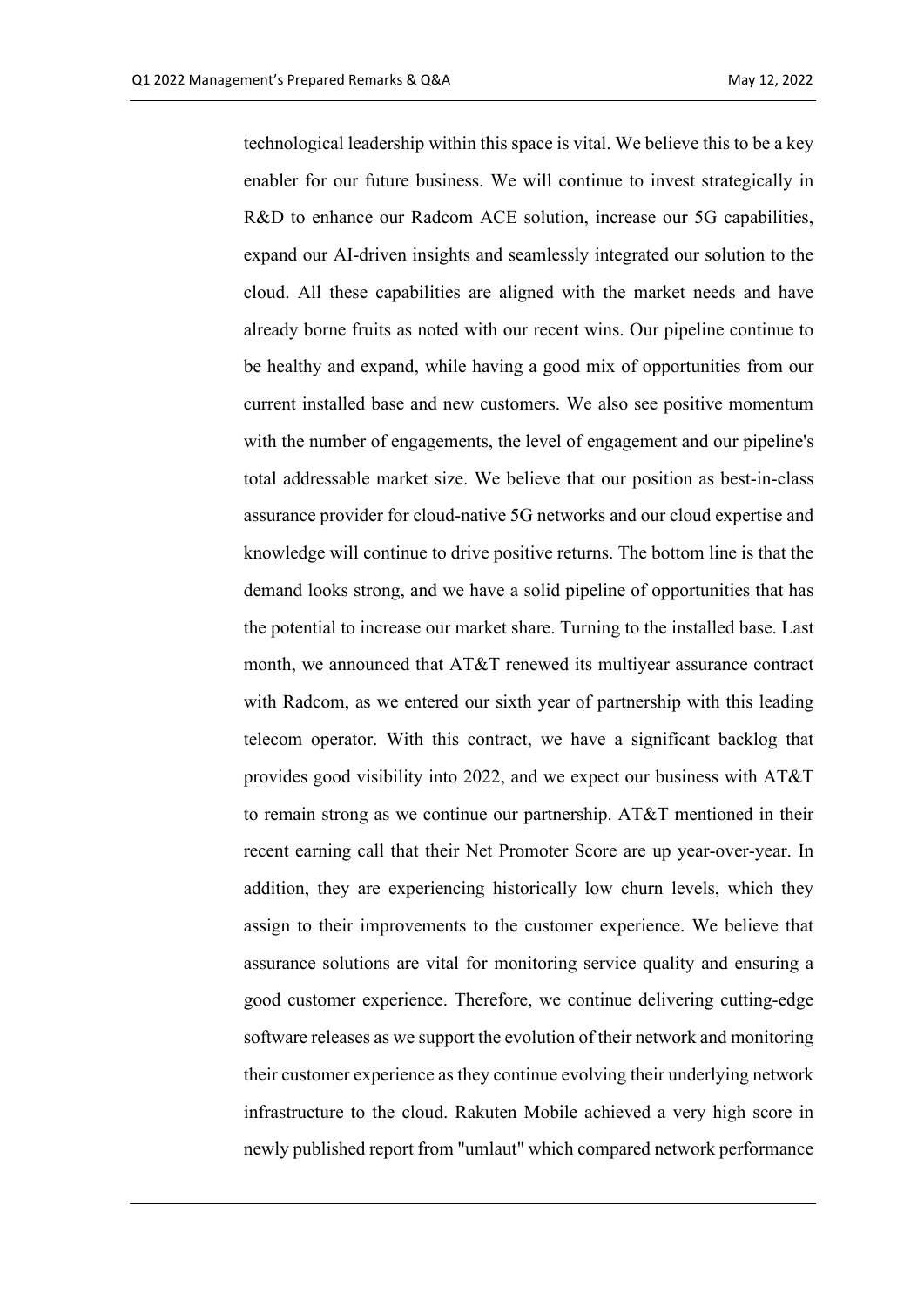technological leadership within this space is vital. We believe this to be a key enabler for our future business. We will continue to invest strategically in R&D to enhance our Radcom ACE solution, increase our 5G capabilities, expand our AI-driven insights and seamlessly integrated our solution to the cloud. All these capabilities are aligned with the market needs and have already borne fruits as noted with our recent wins. Our pipeline continue to be healthy and expand, while having a good mix of opportunities from our current installed base and new customers. We also see positive momentum with the number of engagements, the level of engagement and our pipeline's total addressable market size. We believe that our position as best-in-class assurance provider for cloud-native 5G networks and our cloud expertise and knowledge will continue to drive positive returns. The bottom line is that the demand looks strong, and we have a solid pipeline of opportunities that has the potential to increase our market share. Turning to the installed base. Last month, we announced that AT&T renewed its multiyear assurance contract with Radcom, as we entered our sixth year of partnership with this leading telecom operator. With this contract, we have a significant backlog that provides good visibility into 2022, and we expect our business with AT&T to remain strong as we continue our partnership. AT&T mentioned in their recent earning call that their Net Promoter Score are up year-over-year. In addition, they are experiencing historically low churn levels, which they assign to their improvements to the customer experience. We believe that assurance solutions are vital for monitoring service quality and ensuring a good customer experience. Therefore, we continue delivering cutting-edge software releases as we support the evolution of their network and monitoring their customer experience as they continue evolving their underlying network infrastructure to the cloud. Rakuten Mobile achieved a very high score in newly published report from "umlaut" which compared network performance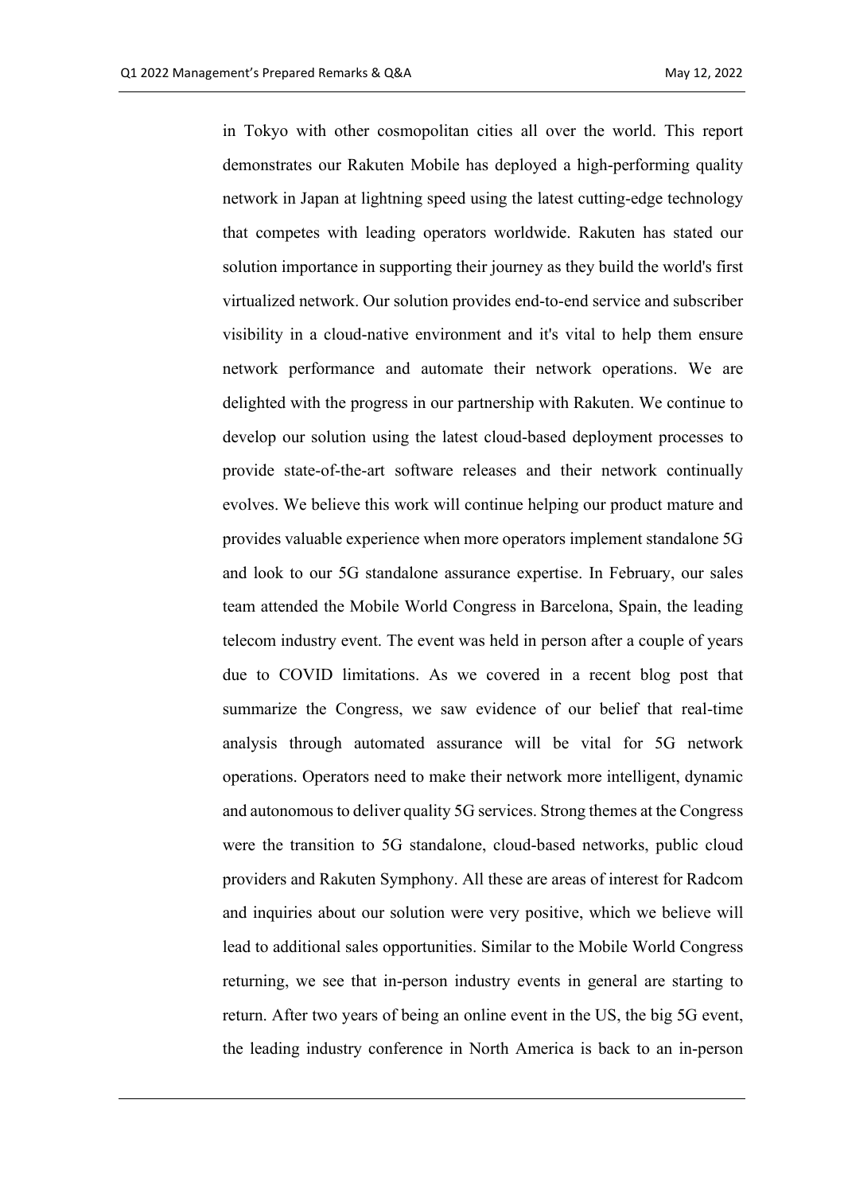in Tokyo with other cosmopolitan cities all over the world. This report demonstrates our Rakuten Mobile has deployed a high-performing quality network in Japan at lightning speed using the latest cutting-edge technology that competes with leading operators worldwide. Rakuten has stated our solution importance in supporting their journey as they build the world's first virtualized network. Our solution provides end-to-end service and subscriber visibility in a cloud-native environment and it's vital to help them ensure network performance and automate their network operations. We are delighted with the progress in our partnership with Rakuten. We continue to develop our solution using the latest cloud-based deployment processes to provide state-of-the-art software releases and their network continually evolves. We believe this work will continue helping our product mature and provides valuable experience when more operators implement standalone 5G and look to our 5G standalone assurance expertise. In February, our sales team attended the Mobile World Congress in Barcelona, Spain, the leading telecom industry event. The event was held in person after a couple of years due to COVID limitations. As we covered in a recent blog post that summarize the Congress, we saw evidence of our belief that real-time analysis through automated assurance will be vital for 5G network operations. Operators need to make their network more intelligent, dynamic and autonomous to deliver quality 5G services. Strong themes at the Congress were the transition to 5G standalone, cloud-based networks, public cloud providers and Rakuten Symphony. All these are areas of interest for Radcom and inquiries about our solution were very positive, which we believe will lead to additional sales opportunities. Similar to the Mobile World Congress returning, we see that in-person industry events in general are starting to return. After two years of being an online event in the US, the big 5G event, the leading industry conference in North America is back to an in-person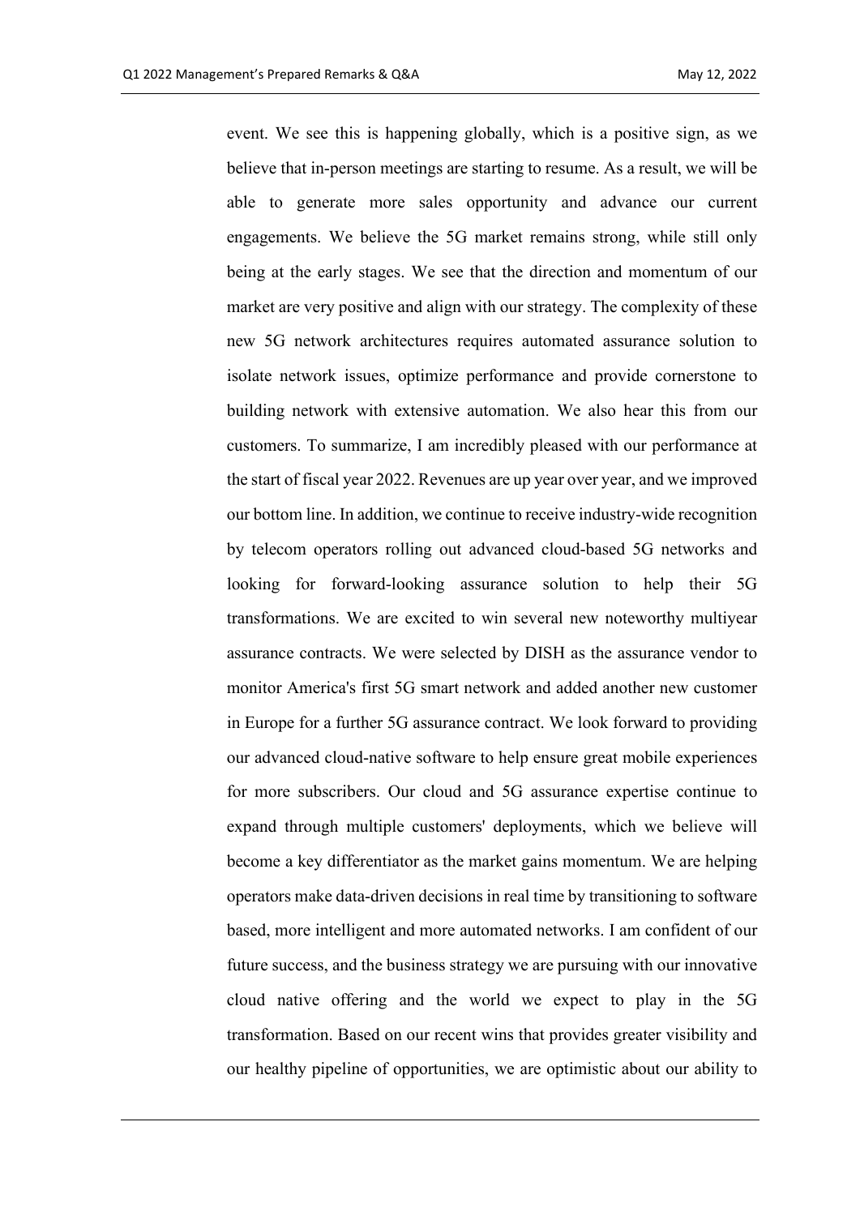event. We see this is happening globally, which is a positive sign, as we believe that in-person meetings are starting to resume. As a result, we will be able to generate more sales opportunity and advance our current engagements. We believe the 5G market remains strong, while still only being at the early stages. We see that the direction and momentum of our market are very positive and align with our strategy. The complexity of these new 5G network architectures requires automated assurance solution to isolate network issues, optimize performance and provide cornerstone to building network with extensive automation. We also hear this from our customers. To summarize, I am incredibly pleased with our performance at the start of fiscal year 2022. Revenues are up year over year, and we improved our bottom line. In addition, we continue to receive industry-wide recognition by telecom operators rolling out advanced cloud-based 5G networks and looking for forward-looking assurance solution to help their 5G transformations. We are excited to win several new noteworthy multiyear assurance contracts. We were selected by DISH as the assurance vendor to monitor America's first 5G smart network and added another new customer in Europe for a further 5G assurance contract. We look forward to providing our advanced cloud-native software to help ensure great mobile experiences for more subscribers. Our cloud and 5G assurance expertise continue to expand through multiple customers' deployments, which we believe will become a key differentiator as the market gains momentum. We are helping operators make data-driven decisions in real time by transitioning to software based, more intelligent and more automated networks. I am confident of our future success, and the business strategy we are pursuing with our innovative cloud native offering and the world we expect to play in the 5G transformation. Based on our recent wins that provides greater visibility and our healthy pipeline of opportunities, we are optimistic about our ability to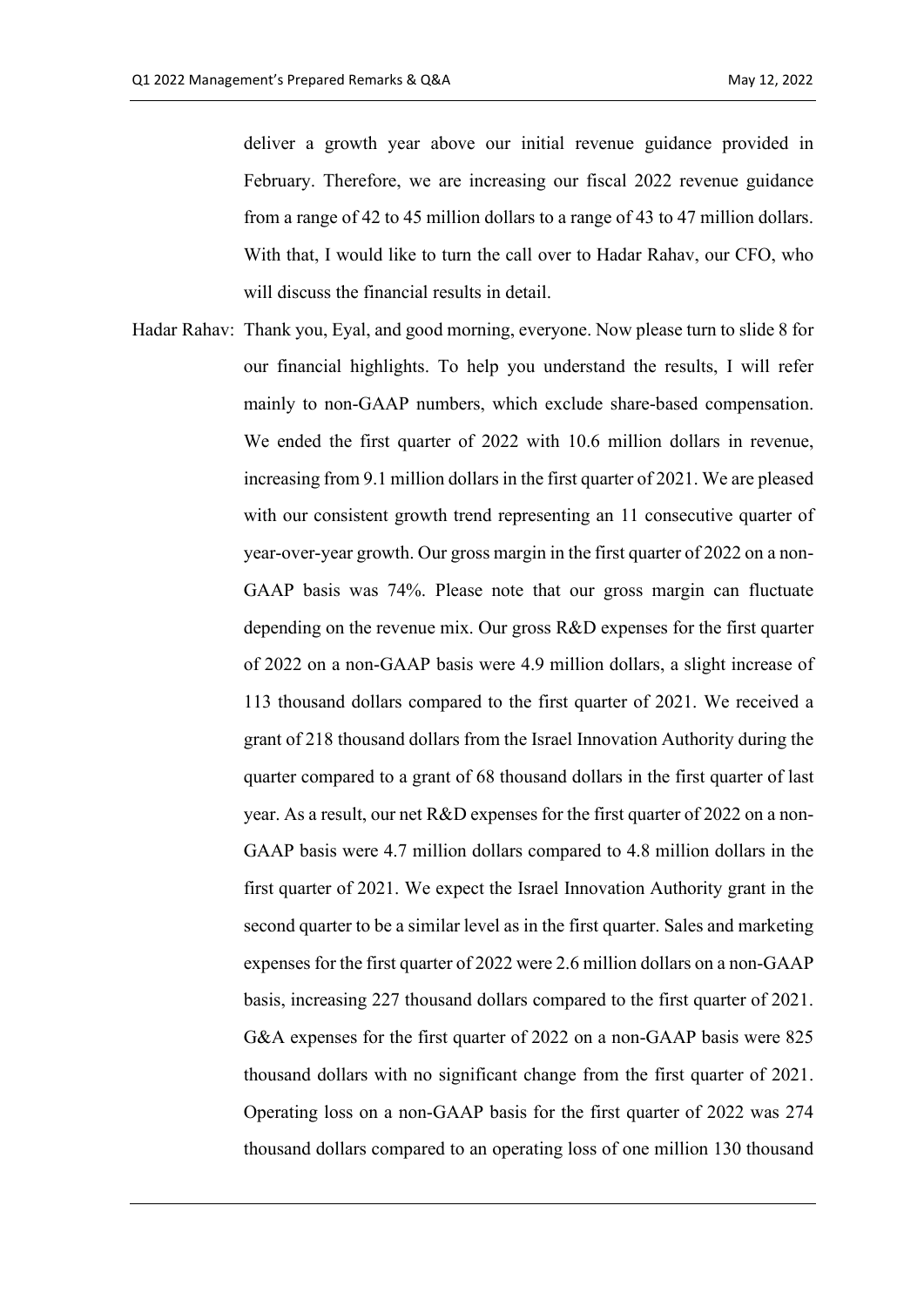deliver a growth year above our initial revenue guidance provided in February. Therefore, we are increasing our fiscal 2022 revenue guidance from a range of 42 to 45 million dollars to a range of 43 to 47 million dollars. With that, I would like to turn the call over to Hadar Rahav, our CFO, who will discuss the financial results in detail.

Hadar Rahav: Thank you, Eyal, and good morning, everyone. Now please turn to slide 8 for our financial highlights. To help you understand the results, I will refer mainly to non-GAAP numbers, which exclude share-based compensation. We ended the first quarter of 2022 with 10.6 million dollars in revenue, increasing from 9.1 million dollars in the first quarter of 2021. We are pleased with our consistent growth trend representing an 11 consecutive quarter of year-over-year growth. Our gross margin in the first quarter of 2022 on a non-GAAP basis was 74%. Please note that our gross margin can fluctuate depending on the revenue mix. Our gross R&D expenses for the first quarter of 2022 on a non-GAAP basis were 4.9 million dollars, a slight increase of 113 thousand dollars compared to the first quarter of 2021. We received a grant of 218 thousand dollars from the Israel Innovation Authority during the quarter compared to a grant of 68 thousand dollars in the first quarter of last year. As a result, our net R&D expenses for the first quarter of 2022 on a non-GAAP basis were 4.7 million dollars compared to 4.8 million dollars in the first quarter of 2021. We expect the Israel Innovation Authority grant in the second quarter to be a similar level as in the first quarter. Sales and marketing expenses for the first quarter of 2022 were 2.6 million dollars on a non-GAAP basis, increasing 227 thousand dollars compared to the first quarter of 2021. G&A expenses for the first quarter of 2022 on a non-GAAP basis were 825 thousand dollars with no significant change from the first quarter of 2021. Operating loss on a non-GAAP basis for the first quarter of 2022 was 274 thousand dollars compared to an operating loss of one million 130 thousand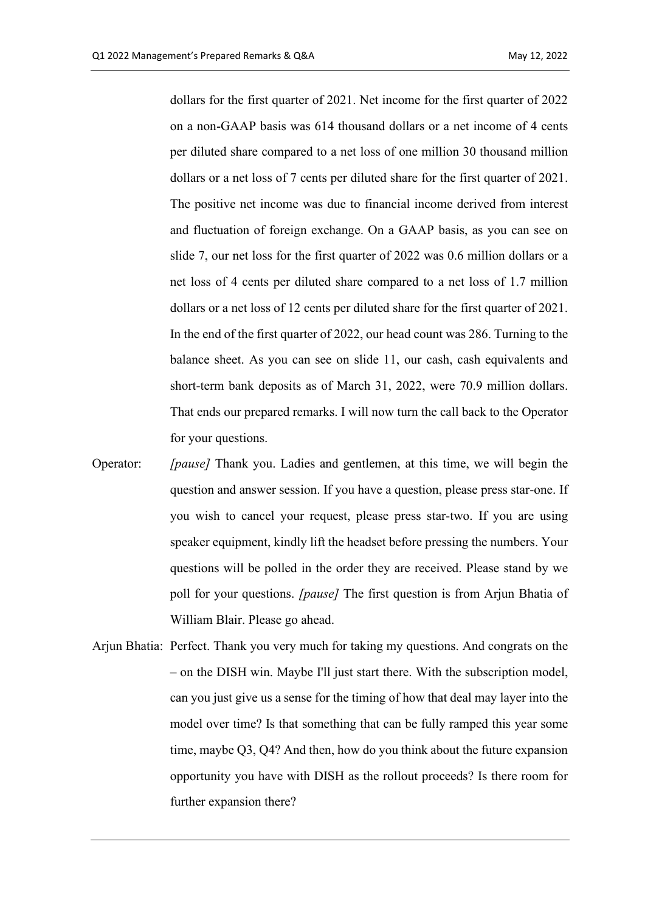dollars for the first quarter of 2021. Net income for the first quarter of 2022 on a non-GAAP basis was 614 thousand dollars or a net income of 4 cents per diluted share compared to a net loss of one million 30 thousand million dollars or a net loss of 7 cents per diluted share for the first quarter of 2021. The positive net income was due to financial income derived from interest and fluctuation of foreign exchange. On a GAAP basis, as you can see on slide 7, our net loss for the first quarter of 2022 was 0.6 million dollars or a net loss of 4 cents per diluted share compared to a net loss of 1.7 million dollars or a net loss of 12 cents per diluted share for the first quarter of 2021. In the end of the first quarter of 2022, our head count was 286. Turning to the balance sheet. As you can see on slide 11, our cash, cash equivalents and short-term bank deposits as of March 31, 2022, were 70.9 million dollars. That ends our prepared remarks. I will now turn the call back to the Operator for your questions.

Operator: *[pause]* Thank you. Ladies and gentlemen, at this time, we will begin the question and answer session. If you have a question, please press star-one. If you wish to cancel your request, please press star-two. If you are using speaker equipment, kindly lift the headset before pressing the numbers. Your questions will be polled in the order they are received. Please stand by we poll for your questions. *[pause]* The first question is from Arjun Bhatia of William Blair. Please go ahead.

Arjun Bhatia: Perfect. Thank you very much for taking my questions. And congrats on the – on the DISH win. Maybe I'll just start there. With the subscription model, can you just give us a sense for the timing of how that deal may layer into the model over time? Is that something that can be fully ramped this year some time, maybe Q3, Q4? And then, how do you think about the future expansion opportunity you have with DISH as the rollout proceeds? Is there room for further expansion there?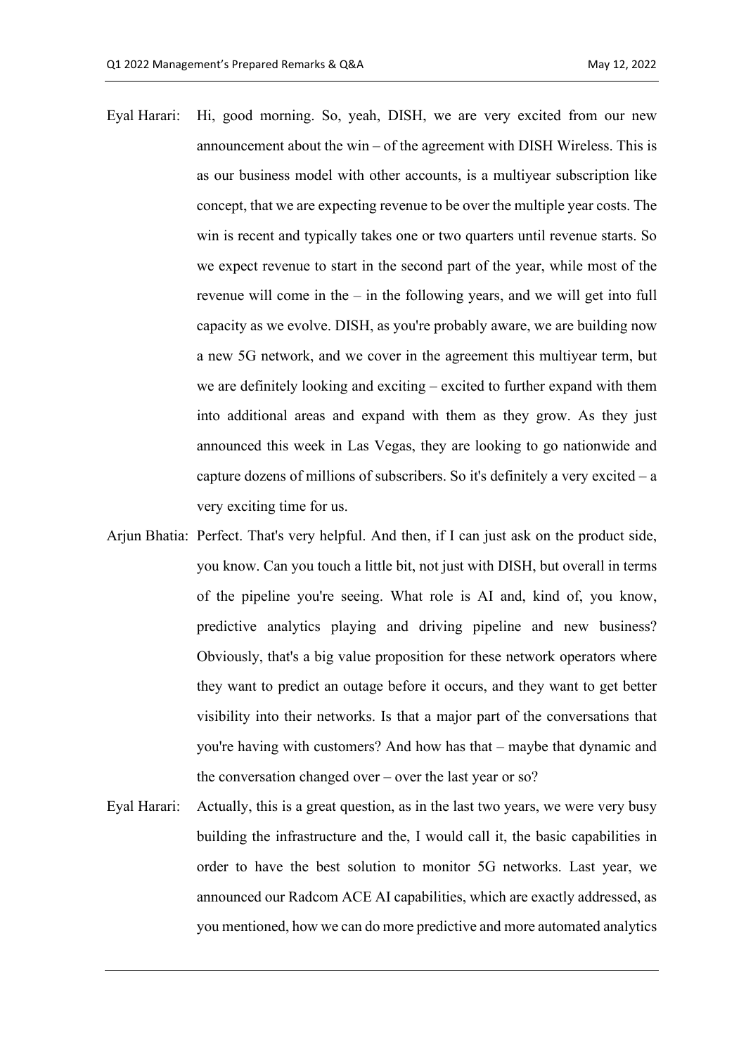**Eyal Harari:** Hi, good morning. So, yeah, DISH, we are very excited from our new announcement about the win – of the agreement with DISH Wireless. This is as our business model with other accounts, is a multiyear subscription like concept, that we are expecting revenue to be over the multiple year costs. The win is recent and typically takes one or two quarters until revenue starts. So we expect revenue to start in the second part of the year, while most of the revenue will come in the – in the following years, and we will get into full capacity as we evolve. DISH, as you're probably aware, we are building now a new 5G network, and we cover in the agreement this multiyear term, but we are definitely looking and exciting – excited to further expand with them into additional areas and expand with them as they grow. As they just announced this week in Las Vegas, they are looking to go nationwide and capture dozens of millions of subscribers. So it's definitely a very excited – a very exciting time for us.

**Arjun Bhatia:** Perfect. That's very helpful. And then, if I can just ask on the product side, you know. Can you touch a little bit, not just with DISH, but overall in terms of the pipeline you're seeing. What role is AI and, kind of, you know, predictive analytics playing and driving pipeline and new business? Obviously, that's a big value proposition for these network operators where they want to predict an outage before it occurs, and they want to get better visibility into their networks. Is that a major part of the conversations that you're having with customers? And how has that – maybe that dynamic and the conversation changed over – over the last year or so?

**Eyal Harari:** Actually, this is a great question, as in the last two years, we were very busy building the infrastructure and the, I would call it, the basic capabilities in order to have the best solution to monitor 5G networks. Last year, we announced our Radcom ACE AI capabilities, which are exactly addressed, as you mentioned, how we can do more predictive and more automated analytics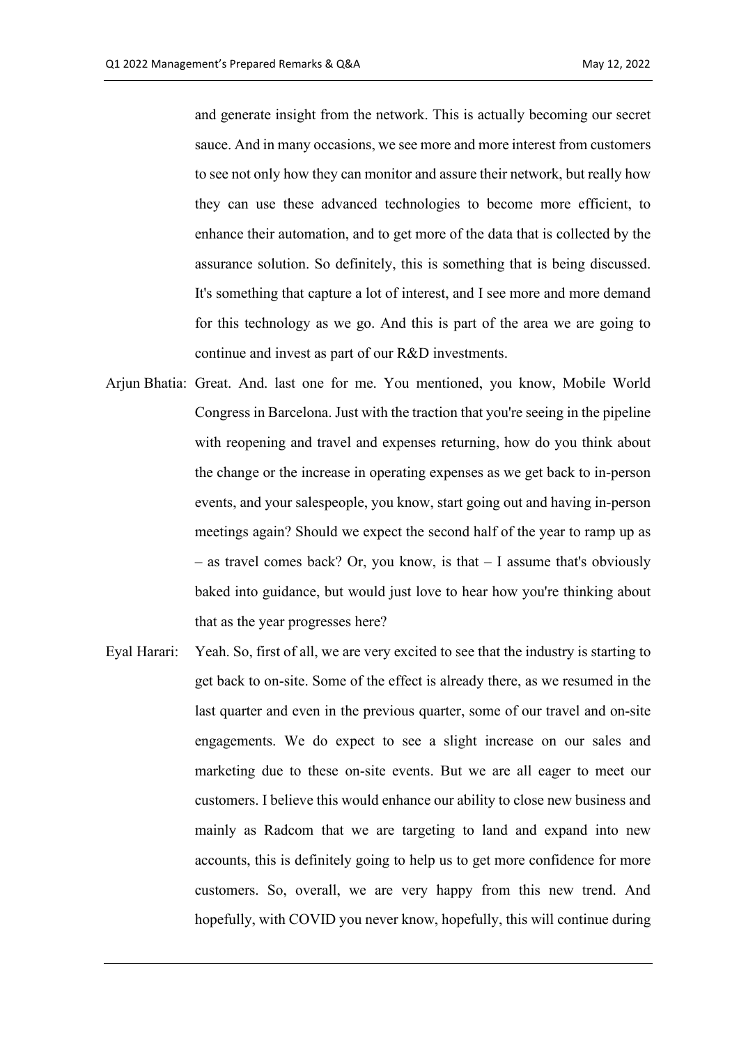and generate insight from the network. This is actually becoming our secret sauce. And in many occasions, we see more and more interest from customers to see not only how they can monitor and assure their network, but really how they can use these advanced technologies to become more efficient, to enhance their automation, and to get more of the data that is collected by the assurance solution. So definitely, this is something that is being discussed. It's something that capture a lot of interest, and I see more and more demand for this technology as we go. And this is part of the area we are going to continue and invest as part of our R&D investments.

Arjun Bhatia: Great. And. last one for me. You mentioned, you know, Mobile World Congress in Barcelona. Just with the traction that you're seeing in the pipeline with reopening and travel and expenses returning, how do you think about the change or the increase in operating expenses as we get back to in-person events, and your salespeople, you know, start going out and having in-person meetings again? Should we expect the second half of the year to ramp up as – as travel comes back? Or, you know, is that – I assume that's obviously baked into guidance, but would just love to hear how you're thinking about that as the year progresses here?

Eyal Harari: Yeah. So, first of all, we are very excited to see that the industry is starting to get back to on-site. Some of the effect is already there, as we resumed in the last quarter and even in the previous quarter, some of our travel and on-site engagements. We do expect to see a slight increase on our sales and marketing due to these on-site events. But we are all eager to meet our customers. I believe this would enhance our ability to close new business and mainly as Radcom that we are targeting to land and expand into new accounts, this is definitely going to help us to get more confidence for more customers. So, overall, we are very happy from this new trend. And hopefully, with COVID you never know, hopefully, this will continue during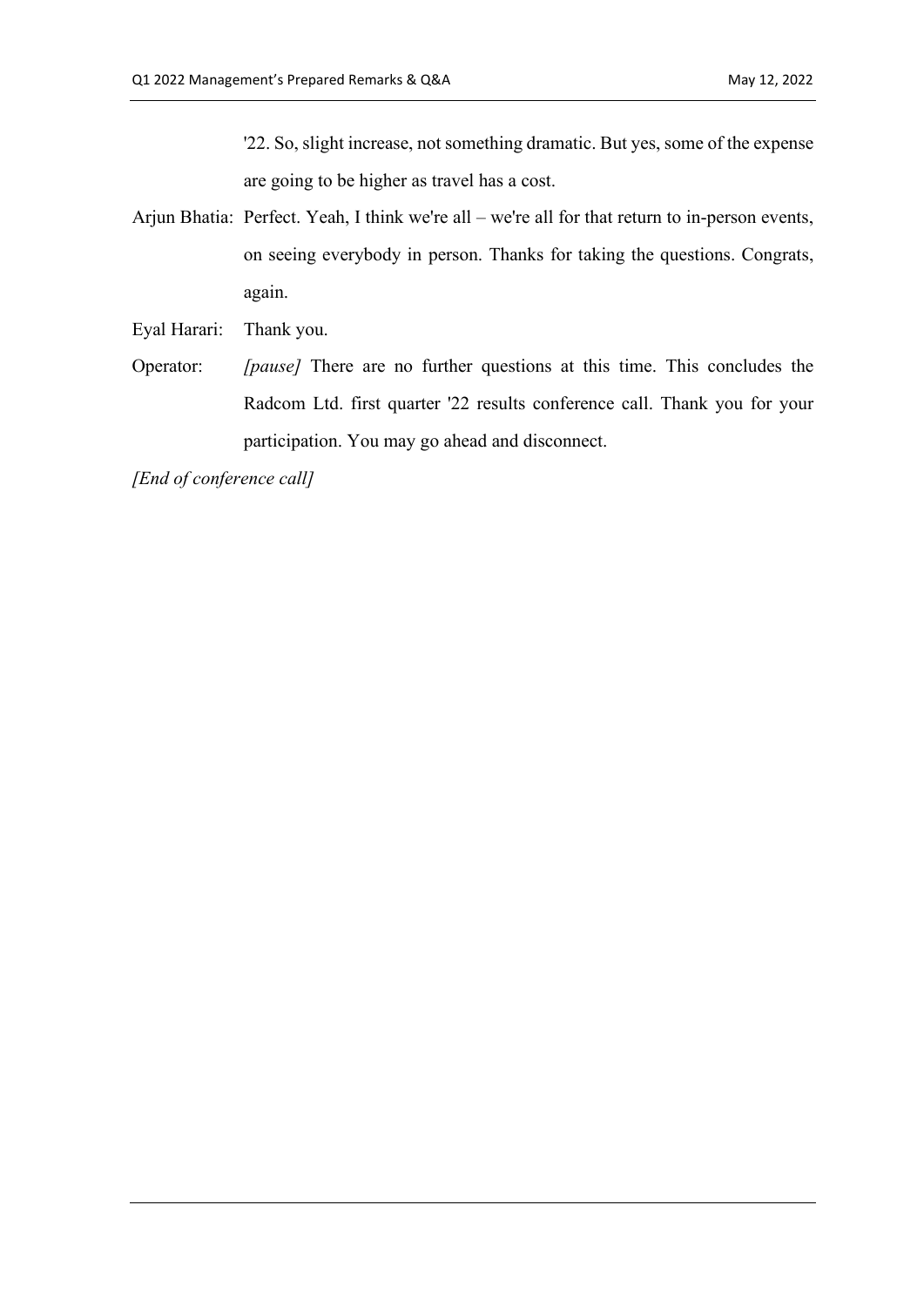'22. So, slight increase, not something dramatic. But yes, some of the expense are going to be higher as travel has a cost.

Arjun Bhatia: Perfect. Yeah, I think we're all – we're all for that return to in-person events, on seeing everybody in person. Thanks for taking the questions. Congrats, again.

Eyal Harari: Thank you.

Operator: *[pause]* There are no further questions at this time. This concludes the Radcom Ltd. first quarter '22 results conference call. Thank you for your participation. You may go ahead and disconnect.

*[End of conference call]*